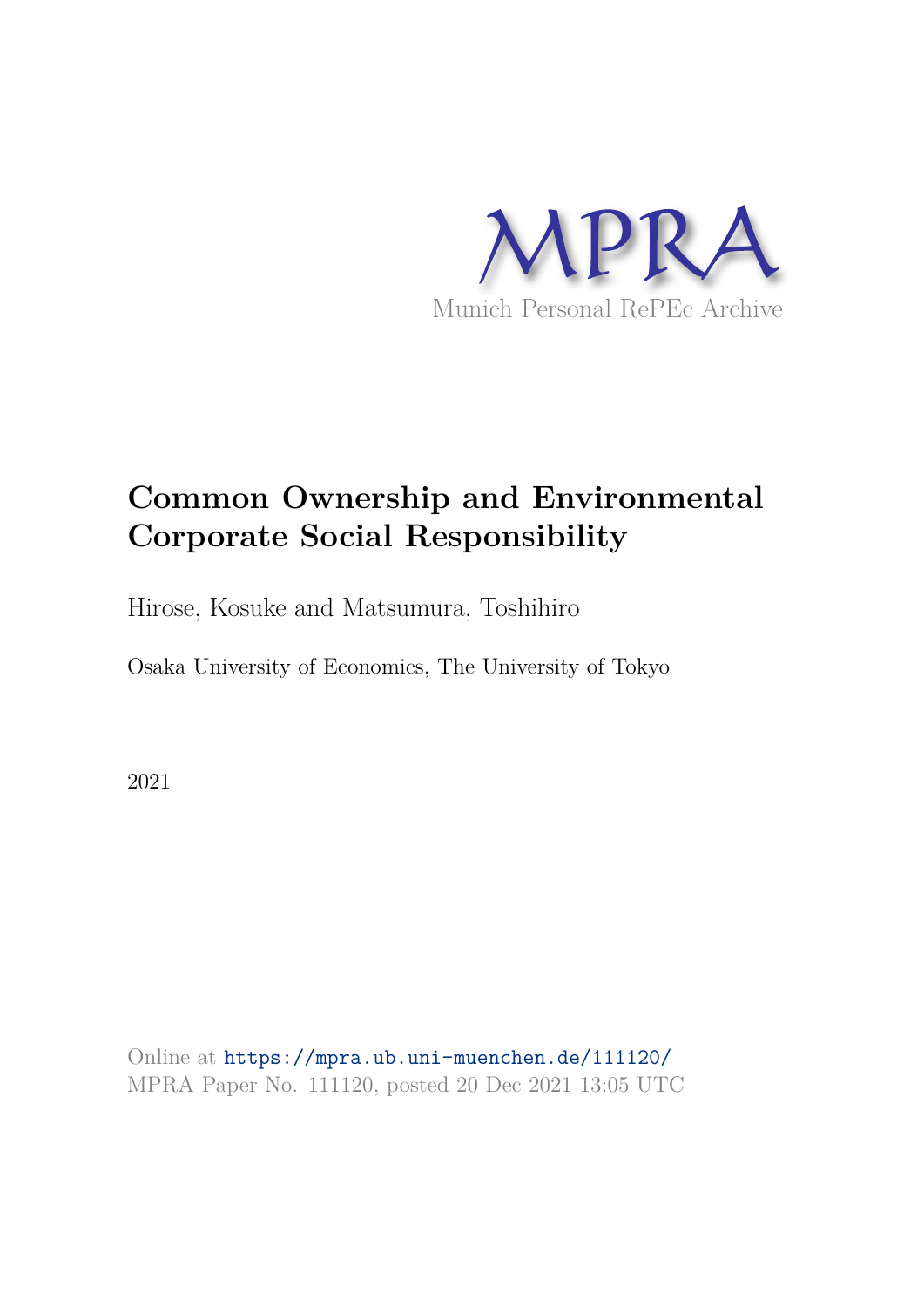MPRA

Munich Personal RePEc Archive

# Common Ownership and Environmental Corporate Social Responsibility

Hirose, Kosuke and Matsumura, Toshihiro

Osaka University of Economics, The University of Tokyo

2021

Online at https://mpra.ub.uni-muenchen.de/111120/
MPRA Paper No. 111120, posted 20 Dec 2021 13:05 UTC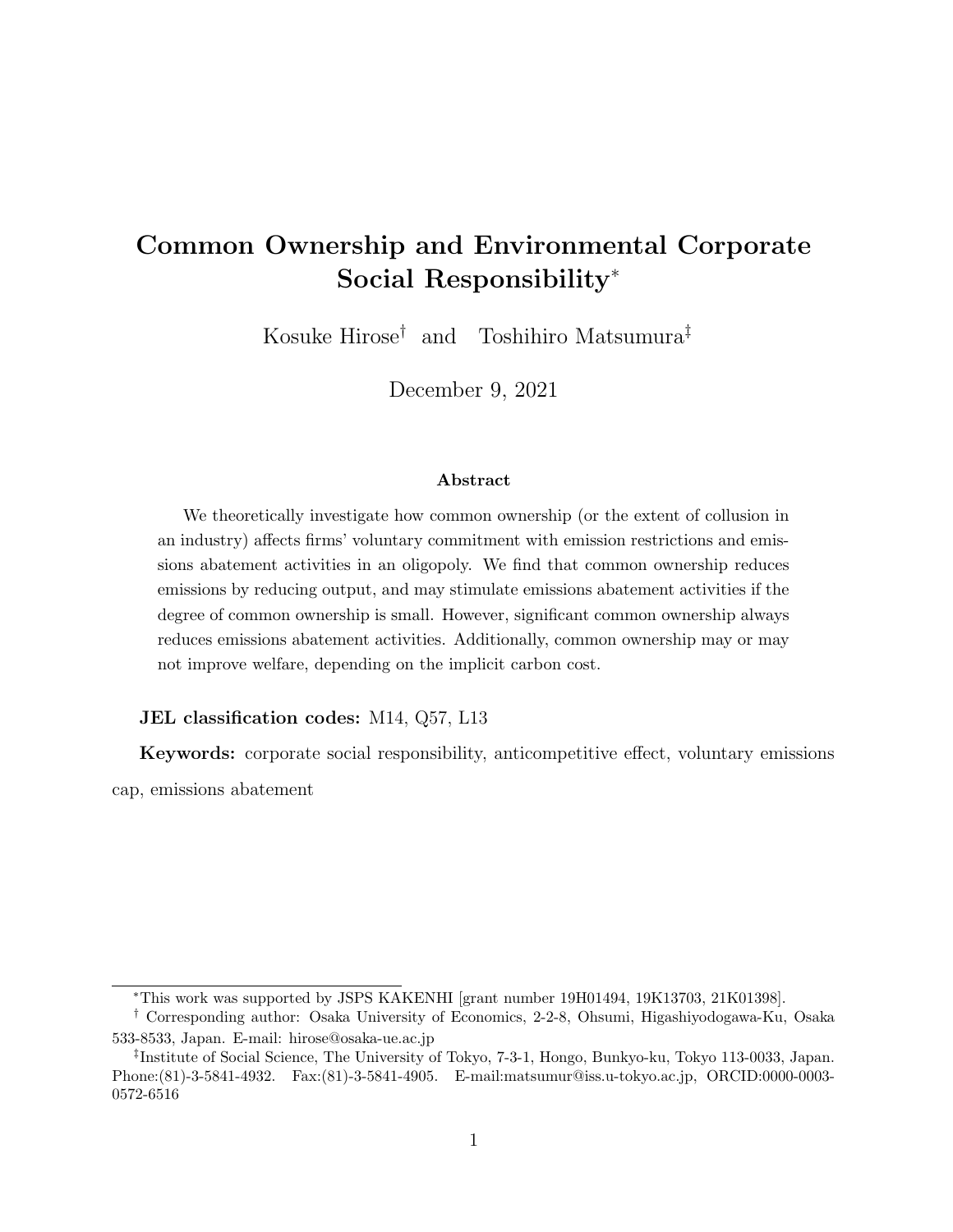# Common Ownership and Environmental Corporate Social Responsibility[*]

Kosuke Hirose[†] and Toshihiro Matsumura[‡]

December 9, 2021

**Abstract**

We theoretically investigate how common ownership (or the extent of collusion in an industry) affects firms' voluntary commitment with emission restrictions and emissions abatement activities in an oligopoly. We find that common ownership reduces emissions by reducing output, and may stimulate emissions abatement activities if the degree of common ownership is small. However, significant common ownership always reduces emissions abatement activities. Additionally, common ownership may or may not improve welfare, depending on the implicit carbon cost.

**JEL classification codes:** M14, Q57, L13

**Keywords:** corporate social responsibility, anticompetitive effect, voluntary emissions cap, emissions abatement

---

[*] This work was supported by JSPS KAKENHI [grant number 19H01494, 19K13703, 21K01398].

[†] Corresponding author: Osaka University of Economics, 2-2-8, Ohsumi, Higashiyodogawa-Ku, Osaka 533-8533, Japan. E-mail: hirose@osaka-ue.ac.jp

[‡] Institute of Social Science, The University of Tokyo, 7-3-1, Hongo, Bunkyo-ku, Tokyo 113-0033, Japan. Phone:(81)-3-5841-4932. Fax:(81)-3-5841-4905. E-mail:matsumur@iss.u-tokyo.ac.jp, ORCID:0000-0003-0572-6516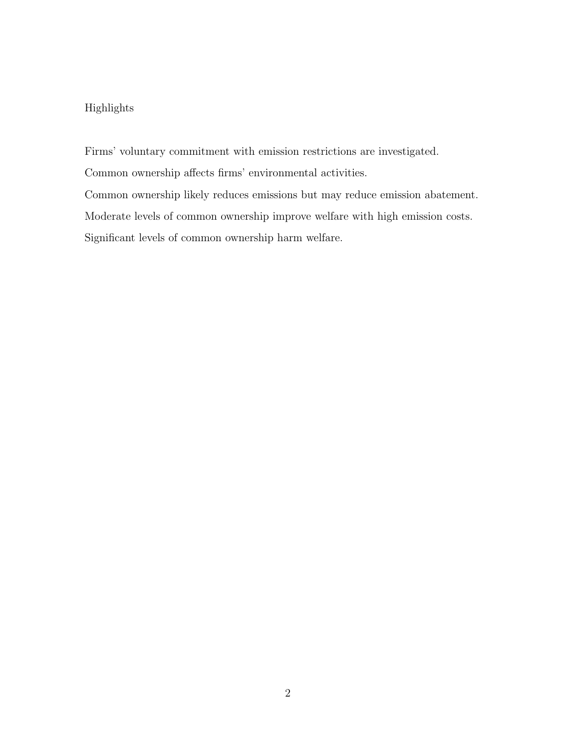Highlights

Firms' voluntary commitment with emission restrictions are investigated.

Common ownership affects firms' environmental activities.

Common ownership likely reduces emissions but may reduce emission abatement.

Moderate levels of common ownership improve welfare with high emission costs.

Significant levels of common ownership harm welfare.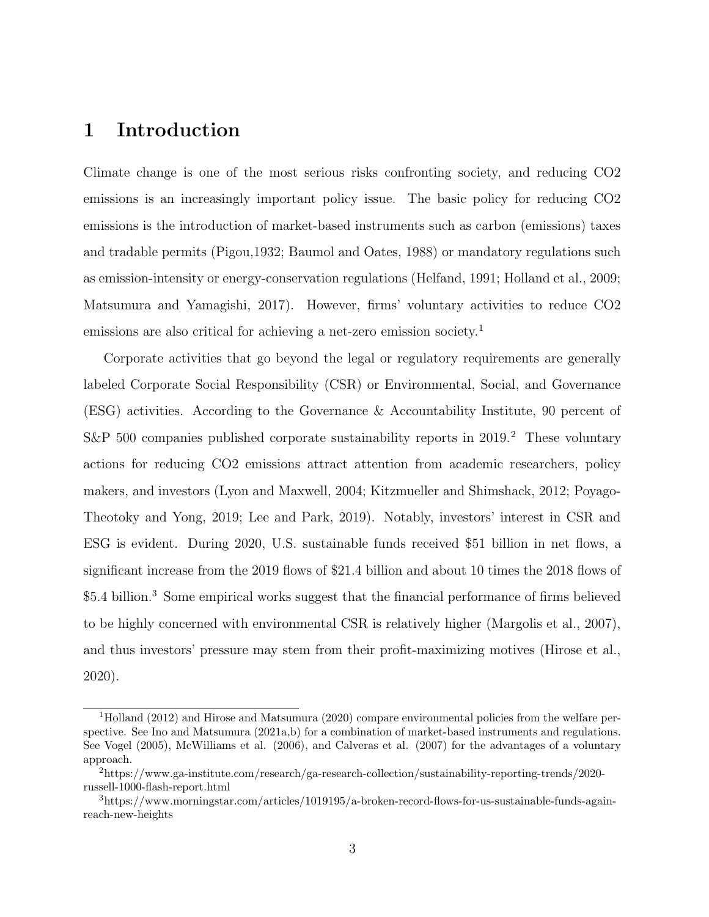# 1 Introduction

Climate change is one of the most serious risks confronting society, and reducing CO2 emissions is an increasingly important policy issue. The basic policy for reducing CO2 emissions is the introduction of market-based instruments such as carbon (emissions) taxes and tradable permits (Pigou,1932; Baumol and Oates, 1988) or mandatory regulations such as emission-intensity or energy-conservation regulations (Helfand, 1991; Holland et al., 2009; Matsumura and Yamagishi, 2017). However, firms' voluntary activities to reduce CO2 emissions are also critical for achieving a net-zero emission society.[1]

Corporate activities that go beyond the legal or regulatory requirements are generally labeled Corporate Social Responsibility (CSR) or Environmental, Social, and Governance (ESG) activities. According to the Governance & Accountability Institute, 90 percent of S&P 500 companies published corporate sustainability reports in 2019.[2] These voluntary actions for reducing CO2 emissions attract attention from academic researchers, policy makers, and investors (Lyon and Maxwell, 2004; Kitzmueller and Shimshack, 2012; Poyago-Theotoky and Yong, 2019; Lee and Park, 2019). Notably, investors' interest in CSR and ESG is evident. During 2020, U.S. sustainable funds received \$51 billion in net flows, a significant increase from the 2019 flows of \$21.4 billion and about 10 times the 2018 flows of \$5.4 billion.[3] Some empirical works suggest that the financial performance of firms believed to be highly concerned with environmental CSR is relatively higher (Margolis et al., 2007), and thus investors' pressure may stem from their profit-maximizing motives (Hirose et al., 2020).

---

[1] Holland (2012) and Hirose and Matsumura (2020) compare environmental policies from the welfare perspective. See Ino and Matsumura (2021a,b) for a combination of market-based instruments and regulations. See Vogel (2005), McWilliams et al. (2006), and Calveras et al. (2007) for the advantages of a voluntary approach.

[2] https://www.ga-institute.com/research/ga-research-collection/sustainability-reporting-trends/2020-russell-1000-flash-report.html

[3] https://www.morningstar.com/articles/1019195/a-broken-record-flows-for-us-sustainable-funds-again-reach-new-heights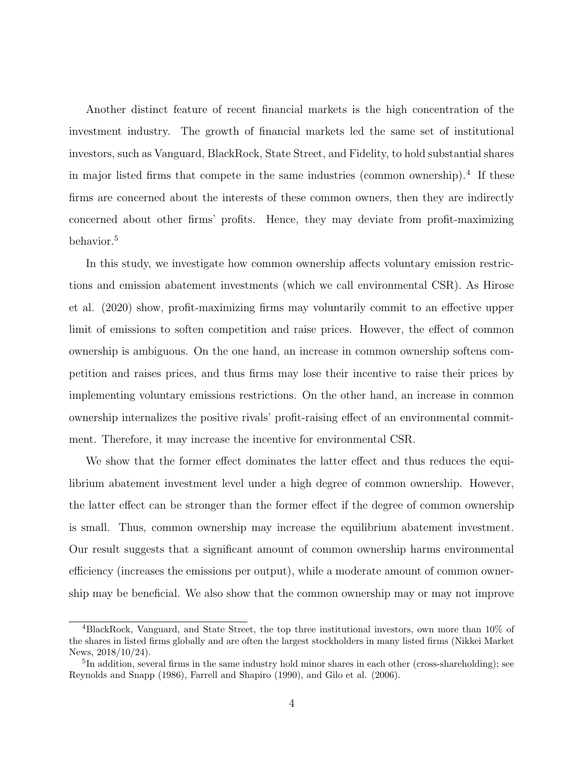Another distinct feature of recent financial markets is the high concentration of the investment industry. The growth of financial markets led the same set of institutional investors, such as Vanguard, BlackRock, State Street, and Fidelity, to hold substantial shares in major listed firms that compete in the same industries (common ownership).[4] If these firms are concerned about the interests of these common owners, then they are indirectly concerned about other firms' profits. Hence, they may deviate from profit-maximizing behavior.[5]

In this study, we investigate how common ownership affects voluntary emission restrictions and emission abatement investments (which we call environmental CSR). As Hirose et al. (2020) show, profit-maximizing firms may voluntarily commit to an effective upper limit of emissions to soften competition and raise prices. However, the effect of common ownership is ambiguous. On the one hand, an increase in common ownership softens competition and raises prices, and thus firms may lose their incentive to raise their prices by implementing voluntary emissions restrictions. On the other hand, an increase in common ownership internalizes the positive rivals' profit-raising effect of an environmental commitment. Therefore, it may increase the incentive for environmental CSR.

We show that the former effect dominates the latter effect and thus reduces the equilibrium abatement investment level under a high degree of common ownership. However, the latter effect can be stronger than the former effect if the degree of common ownership is small. Thus, common ownership may increase the equilibrium abatement investment. Our result suggests that a significant amount of common ownership harms environmental efficiency (increases the emissions per output), while a moderate amount of common ownership may be beneficial. We also show that the common ownership may or may not improve

[4] BlackRock, Vanguard, and State Street, the top three institutional investors, own more than 10% of the shares in listed firms globally and are often the largest stockholders in many listed firms (Nikkei Market News, 2018/10/24).

[5] In addition, several firms in the same industry hold minor shares in each other (cross-shareholding); see Reynolds and Snapp (1986), Farrell and Shapiro (1990), and Gilo et al. (2006).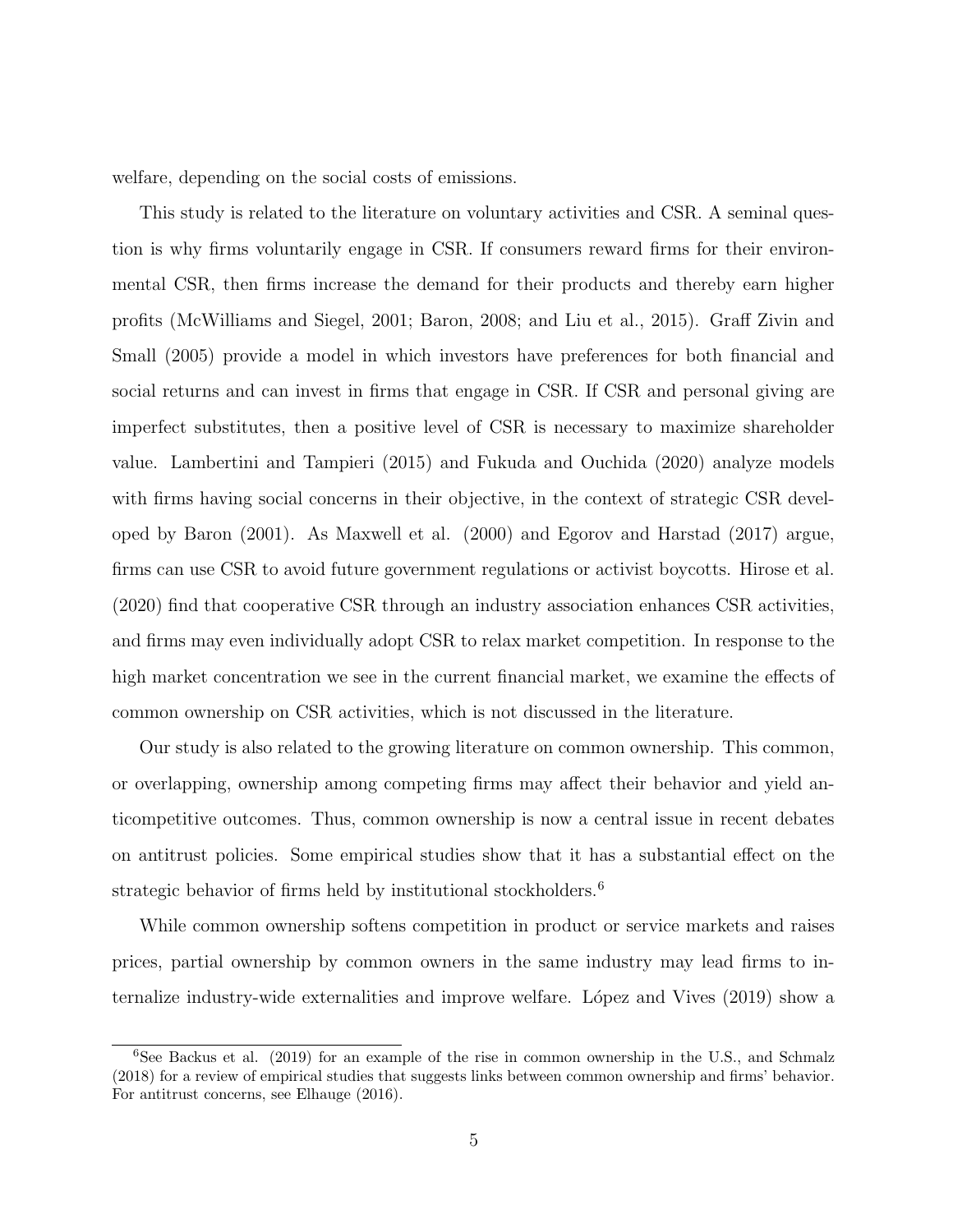welfare, depending on the social costs of emissions.

This study is related to the literature on voluntary activities and CSR. A seminal question is why firms voluntarily engage in CSR. If consumers reward firms for their environmental CSR, then firms increase the demand for their products and thereby earn higher profits (McWilliams and Siegel, 2001; Baron, 2008; and Liu et al., 2015). Graff Zivin and Small (2005) provide a model in which investors have preferences for both financial and social returns and can invest in firms that engage in CSR. If CSR and personal giving are imperfect substitutes, then a positive level of CSR is necessary to maximize shareholder value. Lambertini and Tampieri (2015) and Fukuda and Ouchida (2020) analyze models with firms having social concerns in their objective, in the context of strategic CSR developed by Baron (2001). As Maxwell et al. (2000) and Egorov and Harstad (2017) argue, firms can use CSR to avoid future government regulations or activist boycotts. Hirose et al. (2020) find that cooperative CSR through an industry association enhances CSR activities, and firms may even individually adopt CSR to relax market competition. In response to the high market concentration we see in the current financial market, we examine the effects of common ownership on CSR activities, which is not discussed in the literature.

Our study is also related to the growing literature on common ownership. This common, or overlapping, ownership among competing firms may affect their behavior and yield anticompetitive outcomes. Thus, common ownership is now a central issue in recent debates on antitrust policies. Some empirical studies show that it has a substantial effect on the strategic behavior of firms held by institutional stockholders.[6]

While common ownership softens competition in product or service markets and raises prices, partial ownership by common owners in the same industry may lead firms to internalize industry-wide externalities and improve welfare. López and Vives (2019) show a

[6] See Backus et al. (2019) for an example of the rise in common ownership in the U.S., and Schmalz (2018) for a review of empirical studies that suggests links between common ownership and firms' behavior. For antitrust concerns, see Elhauge (2016).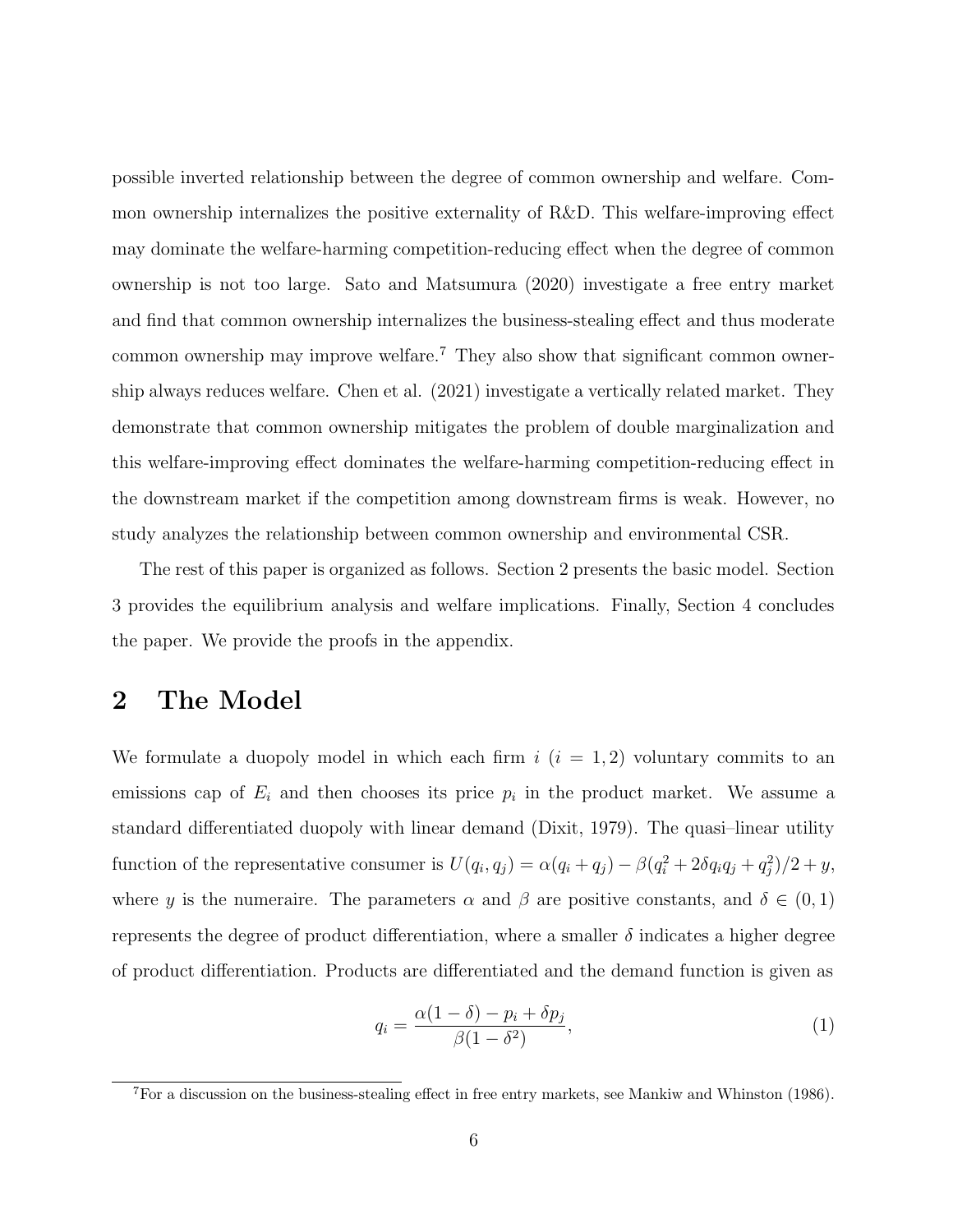possible inverted relationship between the degree of common ownership and welfare. Common ownership internalizes the positive externality of R&D. This welfare-improving effect may dominate the welfare-harming competition-reducing effect when the degree of common ownership is not too large. Sato and Matsumura (2020) investigate a free entry market and find that common ownership internalizes the business-stealing effect and thus moderate common ownership may improve welfare.[7] They also show that significant common ownership always reduces welfare. Chen et al. (2021) investigate a vertically related market. They demonstrate that common ownership mitigates the problem of double marginalization and this welfare-improving effect dominates the welfare-harming competition-reducing effect in the downstream market if the competition among downstream firms is weak. However, no study analyzes the relationship between common ownership and environmental CSR.

The rest of this paper is organized as follows. Section 2 presents the basic model. Section 3 provides the equilibrium analysis and welfare implications. Finally, Section 4 concludes the paper. We provide the proofs in the appendix.

## 2 The Model

We formulate a duopoly model in which each firm $i$ $(i = 1, 2)$ voluntary commits to an emissions cap of $E_i$ and then chooses its price $p_i$ in the product market. We assume a standard differentiated duopoly with linear demand (Dixit, 1979). The quasi–linear utility function of the representative consumer is $U(q_i, q_j) = \alpha(q_i + q_j) - \beta(q_i^2 + 2\delta q_i q_j + q_j^2)/2 + y$, where $y$ is the numeraire. The parameters $\alpha$ and $\beta$ are positive constants, and $\delta \in (0, 1)$ represents the degree of product differentiation, where a smaller $\delta$ indicates a higher degree of product differentiation. Products are differentiated and the demand function is given as

$$q_i = \frac{\alpha(1-\delta) - p_i + \delta p_j}{\beta(1-\delta^2)}, \tag{1}$$

[7] For a discussion on the business-stealing effect in free entry markets, see Mankiw and Whinston (1986).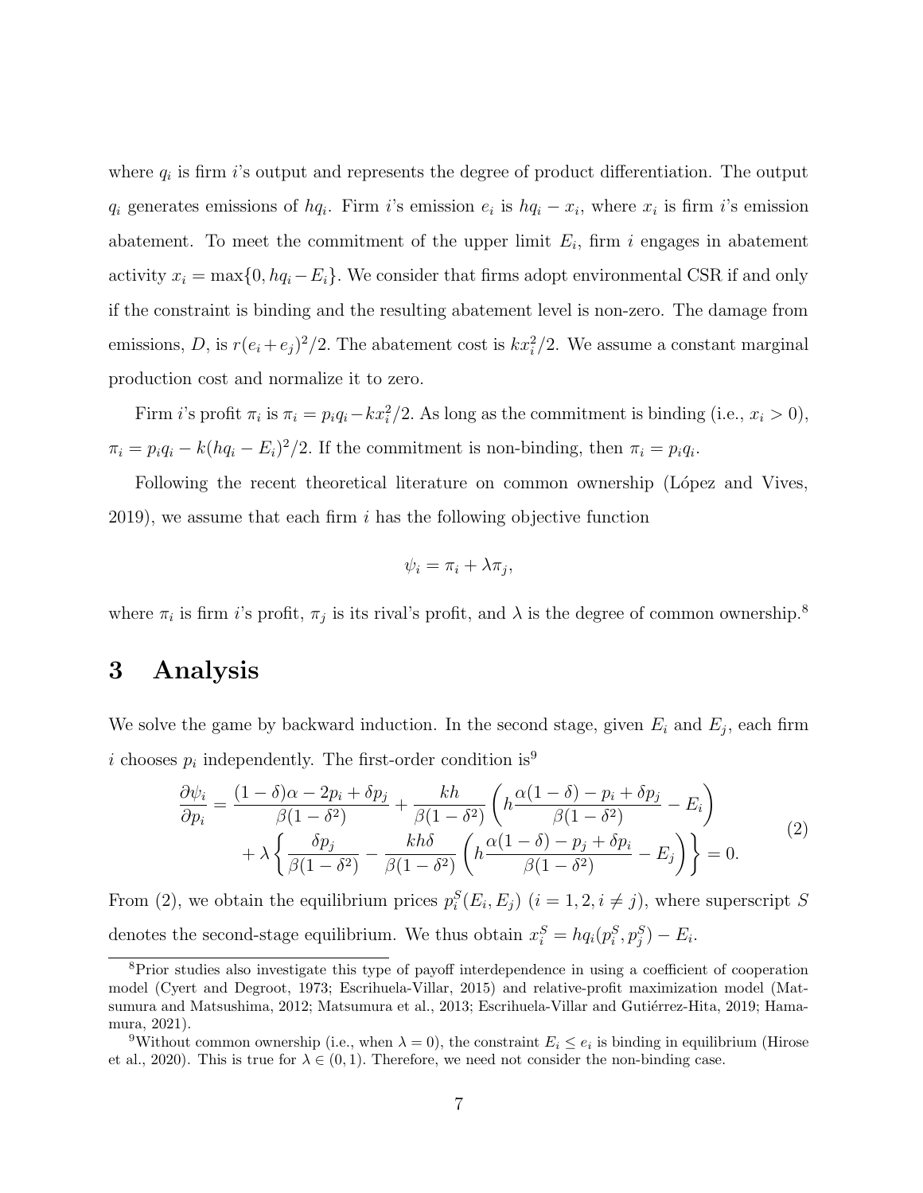where $q_i$ is firm $i$'s output and represents the degree of product differentiation. The output $q_i$ generates emissions of $hq_i$. Firm $i$'s emission $e_i$ is $hq_i - x_i$, where $x_i$ is firm $i$'s emission abatement. To meet the commitment of the upper limit $E_i$, firm $i$ engages in abatement activity $x_i = \max\{0, hq_i - E_i\}$. We consider that firms adopt environmental CSR if and only if the constraint is binding and the resulting abatement level is non-zero. The damage from emissions, $D$, is $r(e_i + e_j)^2/2$. The abatement cost is $kx_i^2/2$. We assume a constant marginal production cost and normalize it to zero.

Firm $i$'s profit $\pi_i$ is $\pi_i = p_i q_i - kx_i^2/2$. As long as the commitment is binding (i.e., $x_i > 0$), $\pi_i = p_i q_i - k(hq_i - E_i)^2/2$. If the commitment is non-binding, then $\pi_i = p_i q_i$.

Following the recent theoretical literature on common ownership (López and Vives, 2019), we assume that each firm $i$ has the following objective function

$$\psi_i = \pi_i + \lambda \pi_j,$$

where $\pi_i$ is firm $i$'s profit, $\pi_j$ is its rival's profit, and $\lambda$ is the degree of common ownership.[8]

# 3 Analysis

We solve the game by backward induction. In the second stage, given $E_i$ and $E_j$, each firm $i$ chooses $p_i$ independently. The first-order condition is[9]

$$\begin{aligned}\frac{\partial \psi_i}{\partial p_i} = \frac{(1-\delta)\alpha - 2p_i + \delta p_j}{\beta(1-\delta^2)} + \frac{kh}{\beta(1-\delta^2)}\left(h\frac{\alpha(1-\delta) - p_i + \delta p_j}{\beta(1-\delta^2)} - E_i\right) \\ + \lambda\left\{\frac{\delta p_j}{\beta(1-\delta^2)} - \frac{kh\delta}{\beta(1-\delta^2)}\left(h\frac{\alpha(1-\delta) - p_j + \delta p_i}{\beta(1-\delta^2)} - E_j\right)\right\} = 0.\end{aligned} \tag{2}$$

From (2), we obtain the equilibrium prices $p_i^S(E_i, E_j)$ $(i = 1, 2, i \neq j)$, where superscript $S$ denotes the second-stage equilibrium. We thus obtain $x_i^S = hq_i(p_i^S, p_j^S) - E_i$.

[8] Prior studies also investigate this type of payoff interdependence in using a coefficient of cooperation model (Cyert and Degroot, 1973; Escrihuela-Villar, 2015) and relative-profit maximization model (Matsumura and Matsushima, 2012; Matsumura et al., 2013; Escrihuela-Villar and Gutiérrez-Hita, 2019; Hamamura, 2021).

[9] Without common ownership (i.e., when $\lambda = 0$), the constraint $E_i \leq e_i$ is binding in equilibrium (Hirose et al., 2020). This is true for $\lambda \in (0, 1)$. Therefore, we need not consider the non-binding case.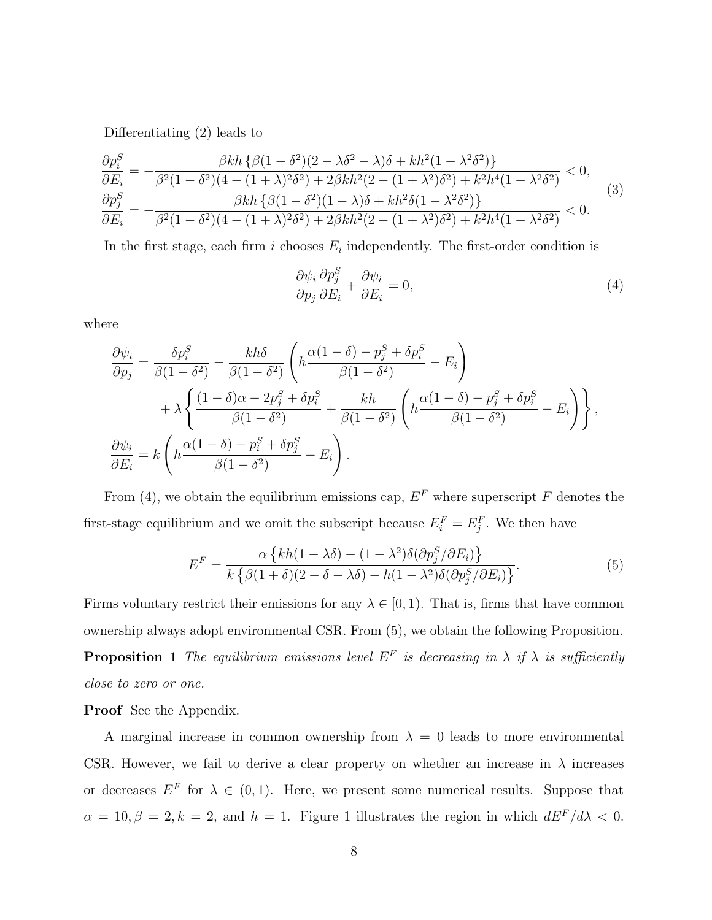Differentiating (2) leads to

$$
\begin{aligned}
\frac{\partial p_i^S}{\partial E_i} &= -\frac{\beta kh\left\{\beta(1-\delta^2)(2-\lambda\delta^2-\lambda)\delta + kh^2(1-\lambda^2\delta^2)\right\}}{\beta^2(1-\delta^2)(4-(1+\lambda)^2\delta^2) + 2\beta kh^2(2-(1+\lambda^2)\delta^2) + k^2h^4(1-\lambda^2\delta^2)} < 0, \\
\frac{\partial p_j^S}{\partial E_i} &= -\frac{\beta kh\left\{\beta(1-\delta^2)(1-\lambda)\delta + kh^2\delta(1-\lambda^2\delta^2)\right\}}{\beta^2(1-\delta^2)(4-(1+\lambda)^2\delta^2) + 2\beta kh^2(2-(1+\lambda^2)\delta^2) + k^2h^4(1-\lambda^2\delta^2)} < 0.
\end{aligned} \tag{3}
$$

In the first stage, each firm $i$ chooses $E_i$ independently. The first-order condition is

$$
\frac{\partial \psi_i}{\partial p_j}\frac{\partial p_j^S}{\partial E_i} + \frac{\partial \psi_i}{\partial E_i} = 0, \tag{4}
$$

where

$$
\begin{aligned}
\frac{\partial \psi_i}{\partial p_j} &= \frac{\delta p_i^S}{\beta(1-\delta^2)} - \frac{kh\delta}{\beta(1-\delta^2)}\left(h\frac{\alpha(1-\delta) - p_j^S + \delta p_i^S}{\beta(1-\delta^2)} - E_i\right) \\
&\quad + \lambda\left\{\frac{(1-\delta)\alpha - 2p_j^S + \delta p_i^S}{\beta(1-\delta^2)} + \frac{kh}{\beta(1-\delta^2)}\left(h\frac{\alpha(1-\delta) - p_j^S + \delta p_i^S}{\beta(1-\delta^2)} - E_i\right)\right\}, \\
\frac{\partial \psi_i}{\partial E_i} &= k\left(h\frac{\alpha(1-\delta) - p_i^S + \delta p_j^S}{\beta(1-\delta^2)} - E_i\right).
\end{aligned}
$$

From (4), we obtain the equilibrium emissions cap, $E^F$ where superscript $F$ denotes the first-stage equilibrium and we omit the subscript because $E_i^F = E_j^F$. We then have

$$
E^F = \frac{\alpha\left\{kh(1-\lambda\delta) - (1-\lambda^2)\delta(\partial p_j^S/\partial E_i)\right\}}{k\left\{\beta(1+\delta)(2-\delta-\lambda\delta) - h(1-\lambda^2)\delta(\partial p_j^S/\partial E_i)\right\}}. \tag{5}
$$

Firms voluntary restrict their emissions for any $\lambda \in [0, 1)$. That is, firms that have common ownership always adopt environmental CSR. From (5), we obtain the following Proposition.

**Proposition 1** *The equilibrium emissions level $E^F$ is decreasing in $\lambda$ if $\lambda$ is sufficiently close to zero or one.*

**Proof** See the Appendix.

A marginal increase in common ownership from $\lambda = 0$ leads to more environmental CSR. However, we fail to derive a clear property on whether an increase in $\lambda$ increases or decreases $E^F$ for $\lambda \in (0, 1)$. Here, we present some numerical results. Suppose that $\alpha = 10, \beta = 2, k = 2$, and $h = 1$. Figure 1 illustrates the region in which $dE^F/d\lambda < 0$.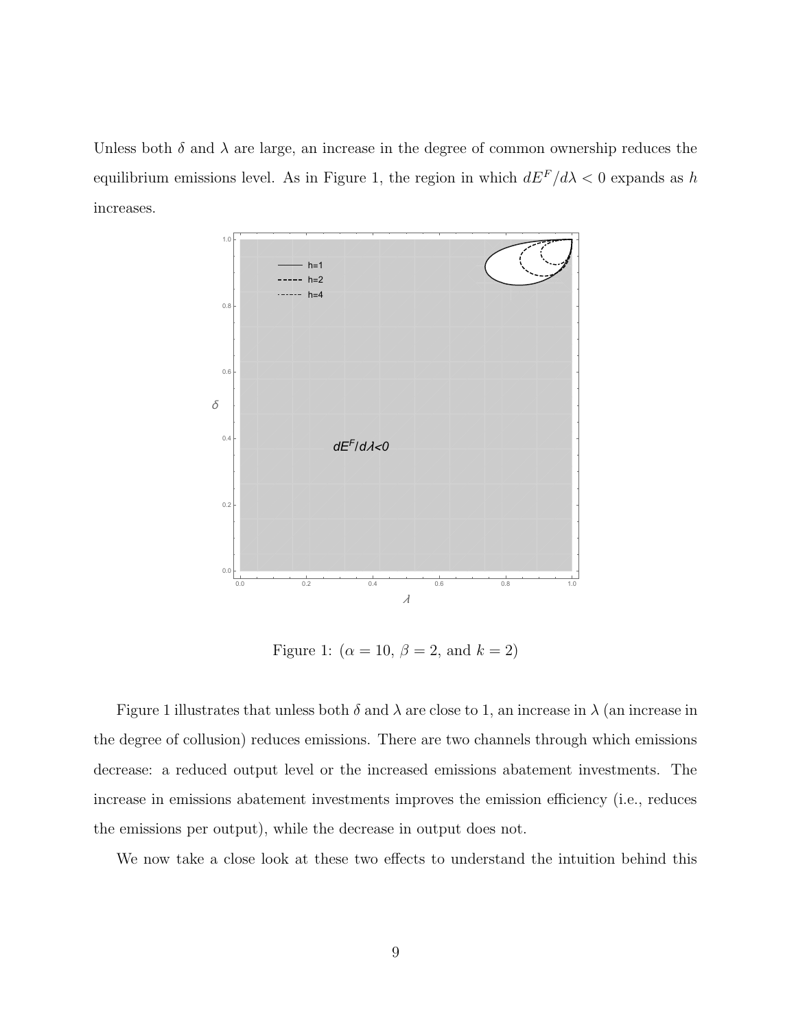Unless both $\delta$ and $\lambda$ are large, an increase in the degree of common ownership reduces the equilibrium emissions level. As in Figure 1, the region in which $dE^F/d\lambda < 0$ expands as $h$ increases.

Figure 1: ($\alpha = 10$, $\beta = 2$, and $k = 2$)

Figure 1 illustrates that unless both $\delta$ and $\lambda$ are close to 1, an increase in $\lambda$ (an increase in the degree of collusion) reduces emissions. There are two channels through which emissions decrease: a reduced output level or the increased emissions abatement investments. The increase in emissions abatement investments improves the emission efficiency (i.e., reduces the emissions per output), while the decrease in output does not.

We now take a close look at these two effects to understand the intuition behind this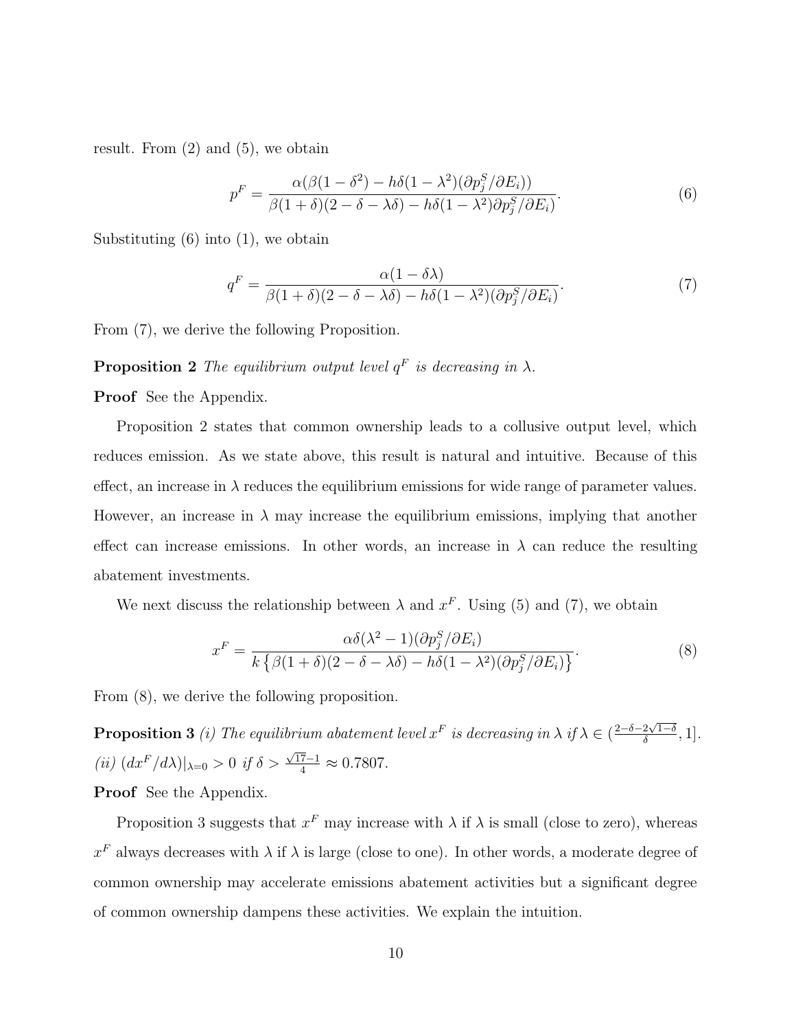result. From (2) and (5), we obtain

$$p^F = \frac{\alpha(\beta(1-\delta^2) - h\delta(1-\lambda^2)(\partial p_j^S/\partial E_i))}{\beta(1+\delta)(2-\delta-\lambda\delta) - h\delta(1-\lambda^2)\partial p_j^S/\partial E_i)}. \tag{6}$$

Substituting (6) into (1), we obtain

$$q^F = \frac{\alpha(1-\delta\lambda)}{\beta(1+\delta)(2-\delta-\lambda\delta) - h\delta(1-\lambda^2)(\partial p_j^S/\partial E_i)}. \tag{7}$$

From (7), we derive the following Proposition.

**Proposition 2** *The equilibrium output level $q^F$ is decreasing in $\lambda$.*

**Proof** See the Appendix.

Proposition 2 states that common ownership leads to a collusive output level, which reduces emission. As we state above, this result is natural and intuitive. Because of this effect, an increase in $\lambda$ reduces the equilibrium emissions for wide range of parameter values. However, an increase in $\lambda$ may increase the equilibrium emissions, implying that another effect can increase emissions. In other words, an increase in $\lambda$ can reduce the resulting abatement investments.

We next discuss the relationship between $\lambda$ and $x^F$. Using (5) and (7), we obtain

$$x^F = \frac{\alpha\delta(\lambda^2-1)(\partial p_j^S/\partial E_i)}{k\left\{\beta(1+\delta)(2-\delta-\lambda\delta) - h\delta(1-\lambda^2)(\partial p_j^S/\partial E_i)\right\}}. \tag{8}$$

From (8), we derive the following proposition.

**Proposition 3** *(i) The equilibrium abatement level $x^F$ is decreasing in $\lambda$ if $\lambda \in (\frac{2-\delta-2\sqrt{1-\delta}}{\delta}, 1]$. (ii) $(dx^F/d\lambda)|_{\lambda=0} > 0$ if $\delta > \frac{\sqrt{17}-1}{4} \approx 0.7807$.*

**Proof** See the Appendix.

Proposition 3 suggests that $x^F$ may increase with $\lambda$ if $\lambda$ is small (close to zero), whereas $x^F$ always decreases with $\lambda$ if $\lambda$ is large (close to one). In other words, a moderate degree of common ownership may accelerate emissions abatement activities but a significant degree of common ownership dampens these activities. We explain the intuition.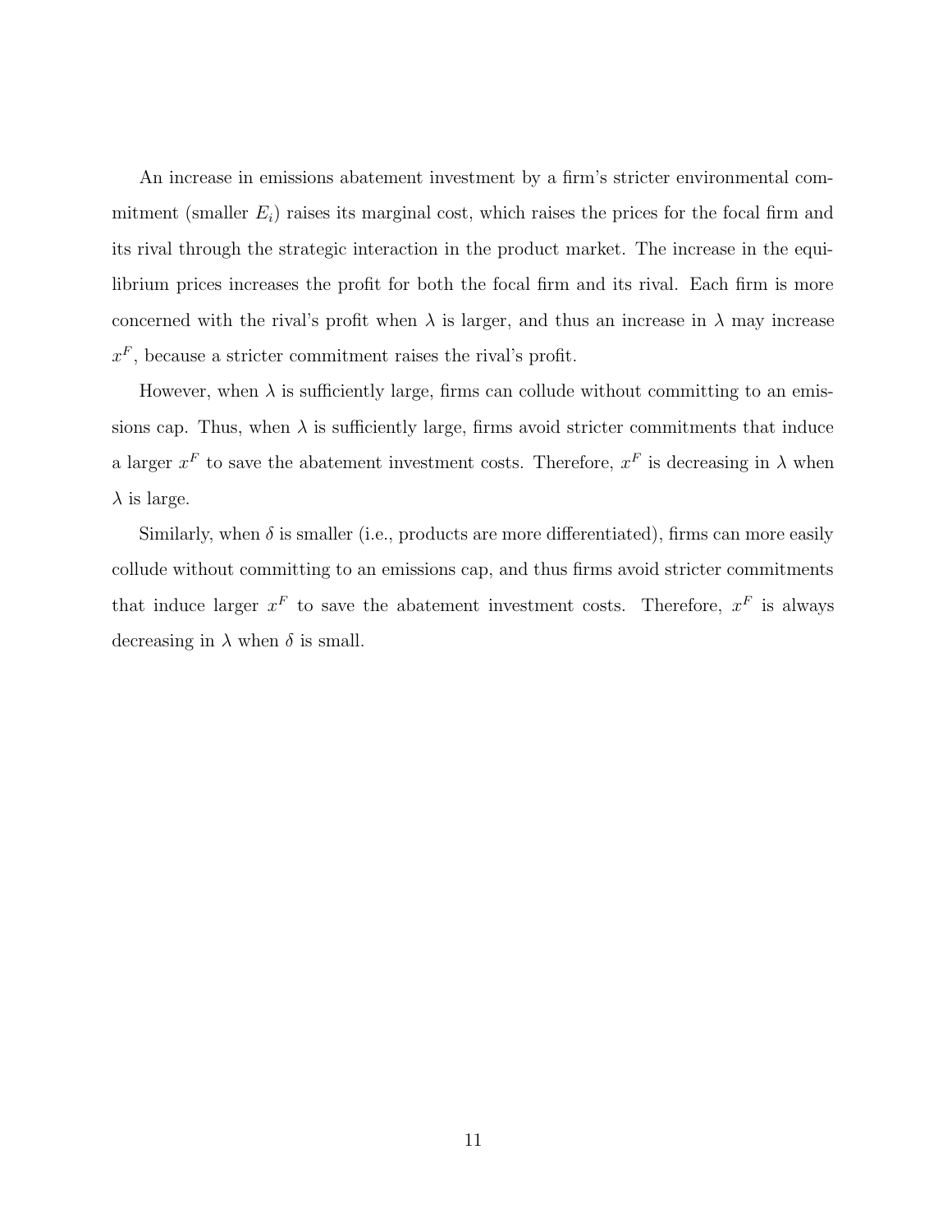An increase in emissions abatement investment by a firm's stricter environmental commitment (smaller $E_i$) raises its marginal cost, which raises the prices for the focal firm and its rival through the strategic interaction in the product market. The increase in the equilibrium prices increases the profit for both the focal firm and its rival. Each firm is more concerned with the rival's profit when $\lambda$ is larger, and thus an increase in $\lambda$ may increase $x^F$, because a stricter commitment raises the rival's profit.

However, when $\lambda$ is sufficiently large, firms can collude without committing to an emissions cap. Thus, when $\lambda$ is sufficiently large, firms avoid stricter commitments that induce a larger $x^F$ to save the abatement investment costs. Therefore, $x^F$ is decreasing in $\lambda$ when $\lambda$ is large.

Similarly, when $\delta$ is smaller (i.e., products are more differentiated), firms can more easily collude without committing to an emissions cap, and thus firms avoid stricter commitments that induce larger $x^F$ to save the abatement investment costs. Therefore, $x^F$ is always decreasing in $\lambda$ when $\delta$ is small.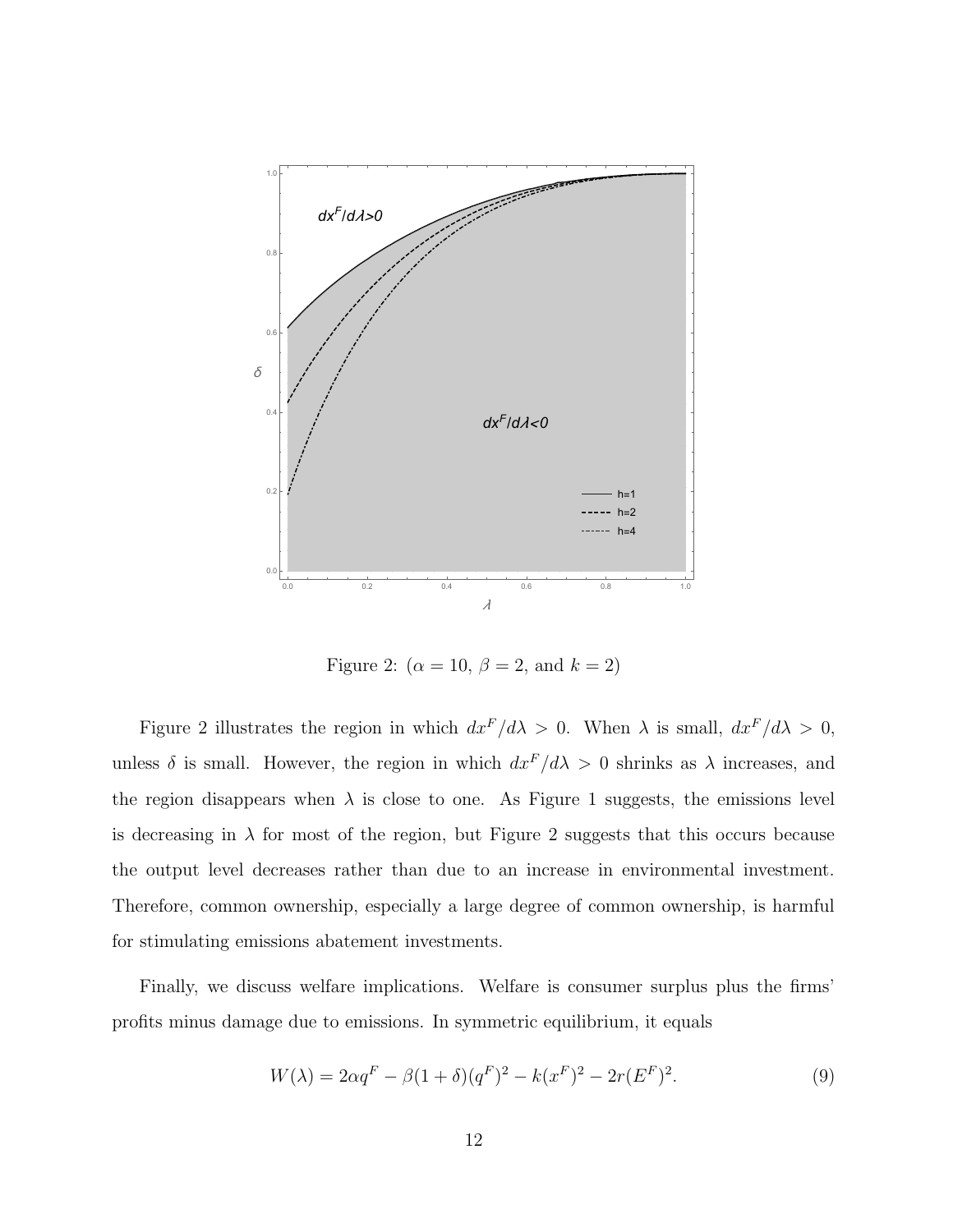Figure 2: ($\alpha = 10$, $\beta = 2$, and $k = 2$)

Figure 2 illustrates the region in which $dx^F/d\lambda > 0$. When $\lambda$ is small, $dx^F/d\lambda > 0$, unless $\delta$ is small. However, the region in which $dx^F/d\lambda > 0$ shrinks as $\lambda$ increases, and the region disappears when $\lambda$ is close to one. As Figure 1 suggests, the emissions level is decreasing in $\lambda$ for most of the region, but Figure 2 suggests that this occurs because the output level decreases rather than due to an increase in environmental investment. Therefore, common ownership, especially a large degree of common ownership, is harmful for stimulating emissions abatement investments.

Finally, we discuss welfare implications. Welfare is consumer surplus plus the firms' profits minus damage due to emissions. In symmetric equilibrium, it equals

$$W(\lambda) = 2\alpha q^F - \beta(1+\delta)(q^F)^2 - k(x^F)^2 - 2r(E^F)^2. \tag{9}$$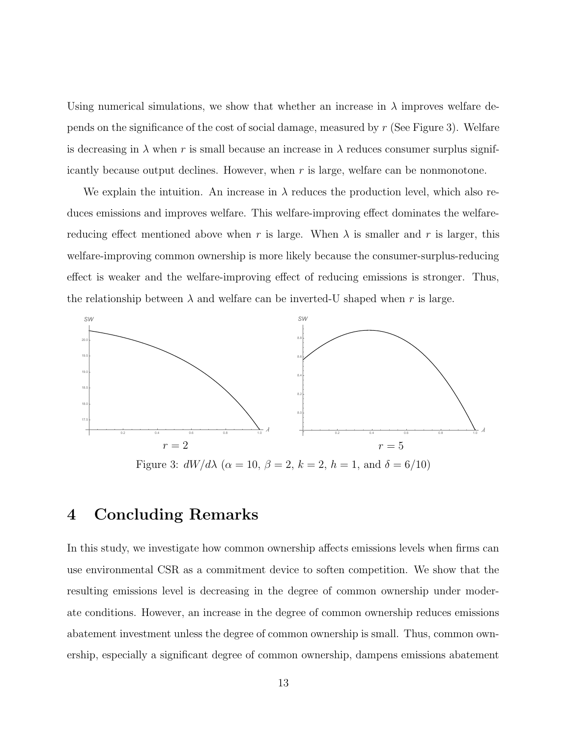Using numerical simulations, we show that whether an increase in $\lambda$ improves welfare depends on the significance of the cost of social damage, measured by $r$ (See Figure 3). Welfare is decreasing in $\lambda$ when $r$ is small because an increase in $\lambda$ reduces consumer surplus significantly because output declines. However, when $r$ is large, welfare can be nonmonotone.

We explain the intuition. An increase in $\lambda$ reduces the production level, which also reduces emissions and improves welfare. This welfare-improving effect dominates the welfare-reducing effect mentioned above when $r$ is large. When $\lambda$ is smaller and $r$ is larger, this welfare-improving common ownership is more likely because the consumer-surplus-reducing effect is weaker and the welfare-improving effect of reducing emissions is stronger. Thus, the relationship between $\lambda$ and welfare can be inverted-U shaped when $r$ is large.

$r = 2$ $\qquad\qquad\qquad$ $r = 5$

Figure 3: $dW/d\lambda$ ($\alpha = 10$, $\beta = 2$, $k = 2$, $h = 1$, and $\delta = 6/10$)

# 4 Concluding Remarks

In this study, we investigate how common ownership affects emissions levels when firms can use environmental CSR as a commitment device to soften competition. We show that the resulting emissions level is decreasing in the degree of common ownership under moderate conditions. However, an increase in the degree of common ownership reduces emissions abatement investment unless the degree of common ownership is small. Thus, common ownership, especially a significant degree of common ownership, dampens emissions abatement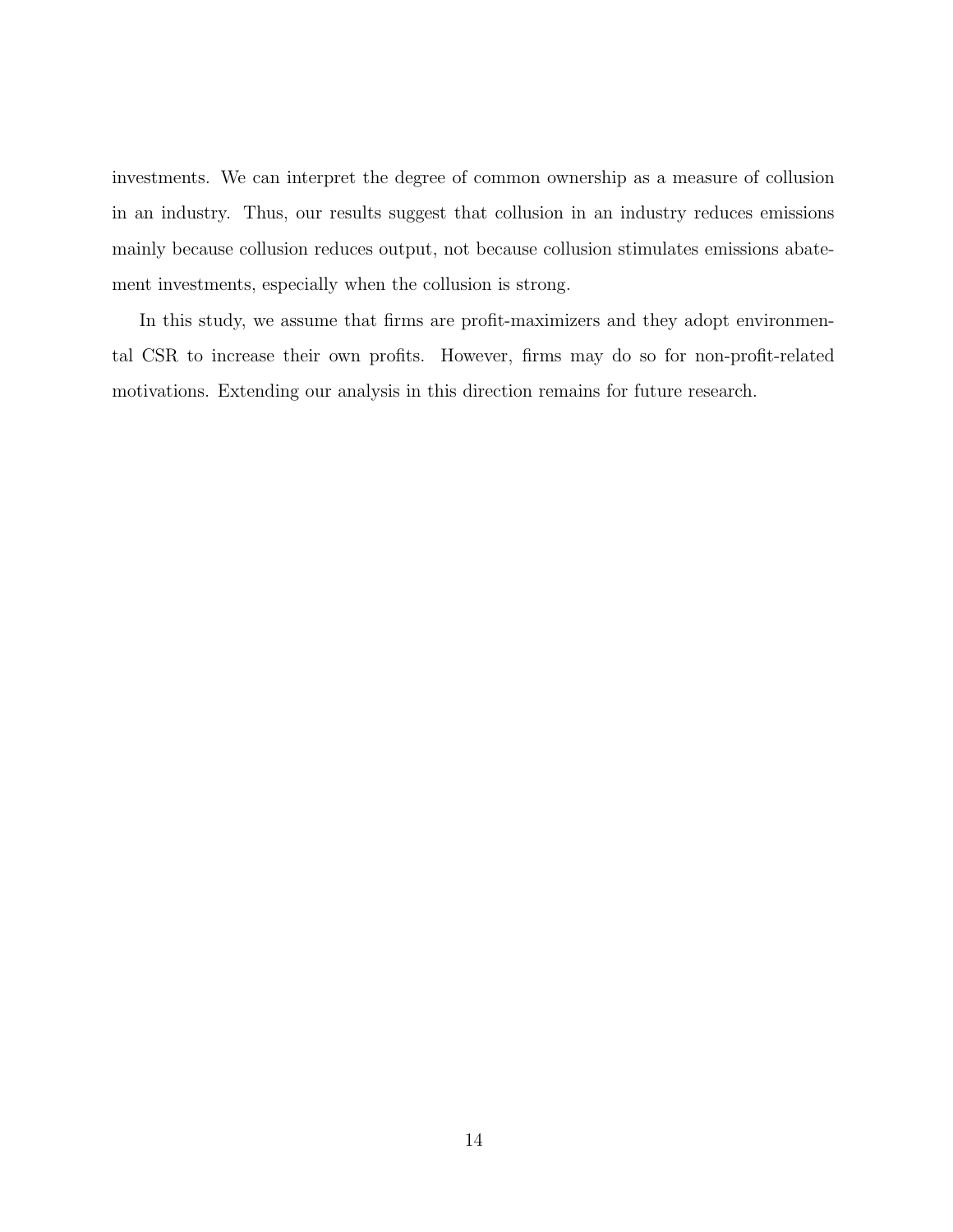investments. We can interpret the degree of common ownership as a measure of collusion in an industry. Thus, our results suggest that collusion in an industry reduces emissions mainly because collusion reduces output, not because collusion stimulates emissions abatement investments, especially when the collusion is strong.

In this study, we assume that firms are profit-maximizers and they adopt environmental CSR to increase their own profits. However, firms may do so for non-profit-related motivations. Extending our analysis in this direction remains for future research.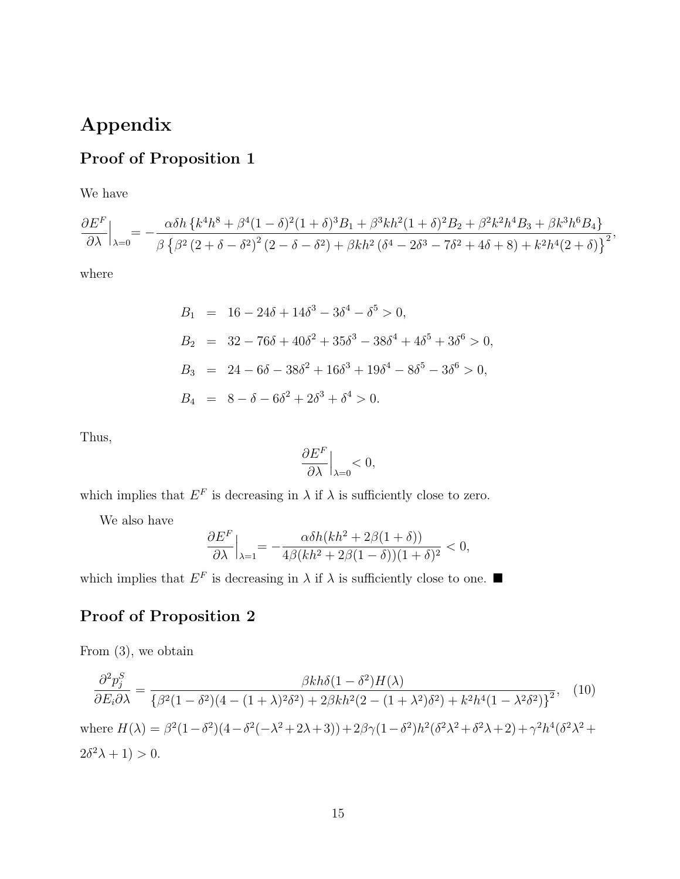# Appendix

## Proof of Proposition 1

We have

$$\frac{\partial E^F}{\partial \lambda}\Big|_{\lambda=0} = -\frac{\alpha\delta h\left\{k^4h^8 + \beta^4(1-\delta)^2(1+\delta)^3B_1 + \beta^3kh^2(1+\delta)^2B_2 + \beta^2k^2h^4B_3 + \beta k^3h^6B_4\right\}}{\beta\left\{\beta^2\left(2+\delta-\delta^2\right)^2\left(2-\delta-\delta^2\right) + \beta kh^2\left(\delta^4 - 2\delta^3 - 7\delta^2 + 4\delta + 8\right) + k^2h^4(2+\delta)\right\}^2},$$

where

$$\begin{aligned}
B_1 &= 16 - 24\delta + 14\delta^3 - 3\delta^4 - \delta^5 > 0, \\
B_2 &= 32 - 76\delta + 40\delta^2 + 35\delta^3 - 38\delta^4 + 4\delta^5 + 3\delta^6 > 0, \\
B_3 &= 24 - 6\delta - 38\delta^2 + 16\delta^3 + 19\delta^4 - 8\delta^5 - 3\delta^6 > 0, \\
B_4 &= 8 - \delta - 6\delta^2 + 2\delta^3 + \delta^4 > 0.
\end{aligned}$$

Thus,

$$\frac{\partial E^F}{\partial \lambda}\Big|_{\lambda=0} < 0,$$

which implies that $E^F$ is decreasing in $\lambda$ if $\lambda$ is sufficiently close to zero.

We also have

$$\frac{\partial E^F}{\partial \lambda}\Big|_{\lambda=1} = -\frac{\alpha\delta h(kh^2 + 2\beta(1+\delta))}{4\beta(kh^2 + 2\beta(1-\delta))(1+\delta)^2} < 0,$$

which implies that $E^F$ is decreasing in $\lambda$ if $\lambda$ is sufficiently close to one. ■

## Proof of Proposition 2

From (3), we obtain

$$\frac{\partial^2 p_j^S}{\partial E_i \partial \lambda} = \frac{\beta kh\delta(1-\delta^2)H(\lambda)}{\left\{\beta^2(1-\delta^2)(4-(1+\lambda)^2\delta^2) + 2\beta kh^2(2-(1+\lambda^2)\delta^2) + k^2h^4(1-\lambda^2\delta^2)\right\}^2}, \quad (10)$$

where $H(\lambda) = \beta^2(1-\delta^2)(4-\delta^2(-\lambda^2+2\lambda+3)) + 2\beta\gamma(1-\delta^2)h^2(\delta^2\lambda^2+\delta^2\lambda+2) + \gamma^2h^4(\delta^2\lambda^2 + 2\delta^2\lambda + 1) > 0$.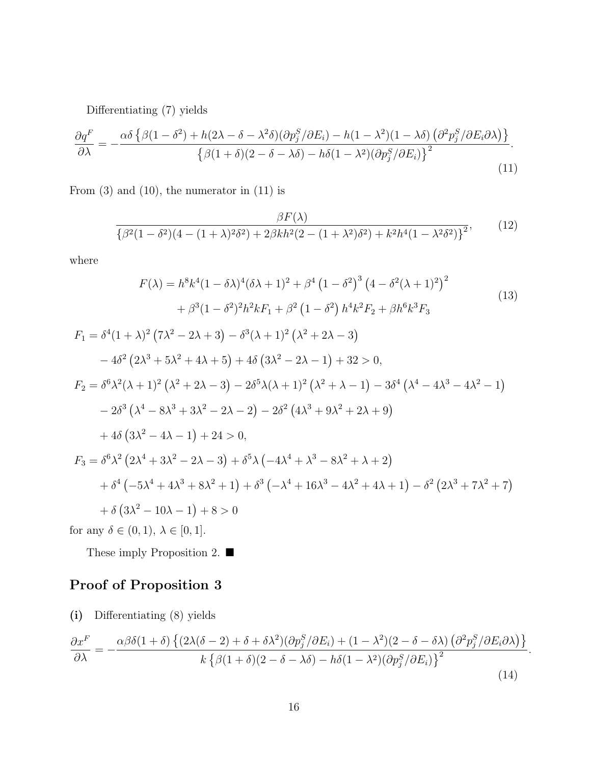Differentiating (7) yields

$$\frac{\partial q^F}{\partial \lambda} = -\frac{\alpha\delta\left\{\beta(1-\delta^2) + h(2\lambda - \delta - \lambda^2\delta)(\partial p_j^S/\partial E_i) - h(1-\lambda^2)(1-\lambda\delta)\left(\partial^2 p_j^S/\partial E_i \partial\lambda\right)\right\}}{\left\{\beta(1+\delta)(2-\delta-\lambda\delta) - h\delta(1-\lambda^2)(\partial p_j^S/\partial E_i)\right\}^2}. \tag{11}$$

From (3) and (10), the numerator in (11) is

$$\frac{\beta F(\lambda)}{\left\{\beta^2(1-\delta^2)(4-(1+\lambda)^2\delta^2) + 2\beta k h^2(2-(1+\lambda^2)\delta^2) + k^2h^4(1-\lambda^2\delta^2)\right\}^2}, \tag{12}$$

where

$$\begin{aligned} F(\lambda) = {} & h^8k^4(1-\delta\lambda)^4(\delta\lambda+1)^2 + \beta^4\left(1-\delta^2\right)^3\left(4-\delta^2(\lambda+1)^2\right)^2 \\ & + \beta^3(1-\delta^2)^2h^2kF_1 + \beta^2\left(1-\delta^2\right)h^4k^2F_2 + \beta h^6k^3F_3 \end{aligned} \tag{13}$$

$$\begin{aligned} F_1 = {} & \delta^4(1+\lambda)^2\left(7\lambda^2 - 2\lambda + 3\right) - \delta^3(\lambda+1)^2\left(\lambda^2 + 2\lambda - 3\right) \\ & - 4\delta^2\left(2\lambda^3 + 5\lambda^2 + 4\lambda + 5\right) + 4\delta\left(3\lambda^2 - 2\lambda - 1\right) + 32 > 0, \\ F_2 = {} & \delta^6\lambda^2(\lambda+1)^2\left(\lambda^2 + 2\lambda - 3\right) - 2\delta^5\lambda(\lambda+1)^2\left(\lambda^2 + \lambda - 1\right) - 3\delta^4\left(\lambda^4 - 4\lambda^3 - 4\lambda^2 - 1\right) \\ & - 2\delta^3\left(\lambda^4 - 8\lambda^3 + 3\lambda^2 - 2\lambda - 2\right) - 2\delta^2\left(4\lambda^3 + 9\lambda^2 + 2\lambda + 9\right) \\ & + 4\delta\left(3\lambda^2 - 4\lambda - 1\right) + 24 > 0, \\ F_3 = {} & \delta^6\lambda^2\left(2\lambda^4 + 3\lambda^2 - 2\lambda - 3\right) + \delta^5\lambda\left(-4\lambda^4 + \lambda^3 - 8\lambda^2 + \lambda + 2\right) \\ & + \delta^4\left(-5\lambda^4 + 4\lambda^3 + 8\lambda^2 + 1\right) + \delta^3\left(-\lambda^4 + 16\lambda^3 - 4\lambda^2 + 4\lambda + 1\right) - \delta^2\left(2\lambda^3 + 7\lambda^2 + 7\right) \\ & + \delta\left(3\lambda^2 - 10\lambda - 1\right) + 8 > 0 \end{aligned}$$

for any $\delta \in (0,1)$, $\lambda \in [0,1]$.

These imply Proposition 2. ■

## Proof of Proposition 3

**(i)** Differentiating (8) yields

$$\frac{\partial x^F}{\partial \lambda} = -\frac{\alpha\beta\delta(1+\delta)\left\{(2\lambda(\delta-2) + \delta + \delta\lambda^2)(\partial p_j^S/\partial E_i) + (1-\lambda^2)(2-\delta-\delta\lambda)\left(\partial^2 p_j^S/\partial E_i\partial\lambda\right)\right\}}{k\left\{\beta(1+\delta)(2-\delta-\lambda\delta) - h\delta(1-\lambda^2)(\partial p_j^S/\partial E_i)\right\}^2}. \tag{14}$$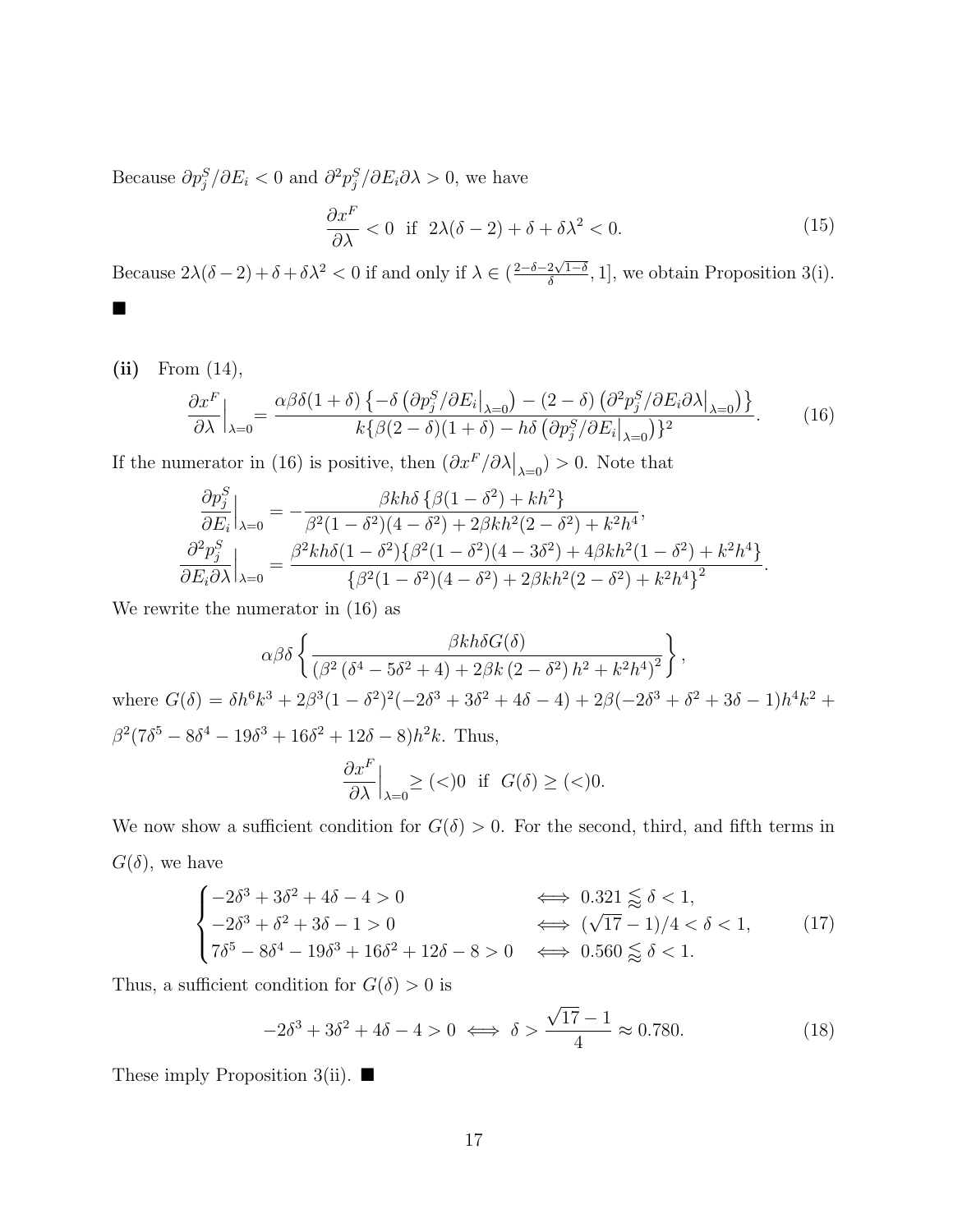Because $\partial p_j^S/\partial E_i < 0$ and $\partial^2 p_j^S/\partial E_i \partial\lambda > 0$, we have

$$\frac{\partial x^F}{\partial \lambda} < 0 \ \text{ if } \ 2\lambda(\delta - 2) + \delta + \delta\lambda^2 < 0. \tag{15}$$

Because $2\lambda(\delta-2)+\delta+\delta\lambda^2 < 0$ if and only if $\lambda \in (\frac{2-\delta-2\sqrt{1-\delta}}{\delta}, 1]$, we obtain Proposition 3(i). ■

**(ii)** From (14),

$$\frac{\partial x^F}{\partial \lambda}\Big|_{\lambda=0} = \frac{\alpha\beta\delta(1+\delta)\left\{-\delta\left(\partial p_j^S/\partial E_i\big|_{\lambda=0}\right) - (2-\delta)\left(\partial^2 p_j^S/\partial E_i\partial\lambda\big|_{\lambda=0}\right)\right\}}{k\{\beta(2-\delta)(1+\delta) - h\delta\left(\partial p_j^S/\partial E_i\big|_{\lambda=0}\right)\}^2}. \tag{16}$$

If the numerator in (16) is positive, then $(\partial x^F/\partial\lambda\big|_{\lambda=0}) > 0$. Note that

$$\frac{\partial p_j^S}{\partial E_i}\Big|_{\lambda=0} = -\frac{\beta kh\delta\left\{\beta(1-\delta^2)+kh^2\right\}}{\beta^2(1-\delta^2)(4-\delta^2)+2\beta kh^2(2-\delta^2)+k^2h^4},$$

$$\frac{\partial^2 p_j^S}{\partial E_i\partial\lambda}\Big|_{\lambda=0} = \frac{\beta^2 kh\delta(1-\delta^2)\{\beta^2(1-\delta^2)(4-3\delta^2)+4\beta kh^2(1-\delta^2)+k^2h^4\}}{\left\{\beta^2(1-\delta^2)(4-\delta^2)+2\beta kh^2(2-\delta^2)+k^2h^4\right\}^2}.$$

We rewrite the numerator in (16) as

$$\alpha\beta\delta\left\{\frac{\beta kh\delta G(\delta)}{\left(\beta^2\left(\delta^4-5\delta^2+4\right)+2\beta k\left(2-\delta^2\right)h^2+k^2h^4\right)^2}\right\},$$

where $G(\delta) = \delta h^6k^3 + 2\beta^3(1-\delta^2)^2(-2\delta^3+3\delta^2+4\delta-4) + 2\beta(-2\delta^3+\delta^2+3\delta-1)h^4k^2 + \beta^2(7\delta^5-8\delta^4-19\delta^3+16\delta^2+12\delta-8)h^2k$. Thus,

$$\frac{\partial x^F}{\partial\lambda}\Big|_{\lambda=0} \geq (<) 0 \ \text{ if } \ G(\delta) \geq (<) 0.$$

We now show a sufficient condition for $G(\delta) > 0$. For the second, third, and fifth terms in $G(\delta)$, we have

$$\begin{cases} -2\delta^3+3\delta^2+4\delta-4 > 0 & \iff 0.321 \lessapprox \delta < 1, \\ -2\delta^3+\delta^2+3\delta-1 > 0 & \iff (\sqrt{17}-1)/4 < \delta < 1, \\ 7\delta^5-8\delta^4-19\delta^3+16\delta^2+12\delta-8 > 0 & \iff 0.560 \lessapprox \delta < 1. \end{cases} \tag{17}$$

Thus, a sufficient condition for $G(\delta) > 0$ is

$$-2\delta^3+3\delta^2+4\delta-4 > 0 \iff \delta > \frac{\sqrt{17}-1}{4} \approx 0.780. \tag{18}$$

These imply Proposition 3(ii). ■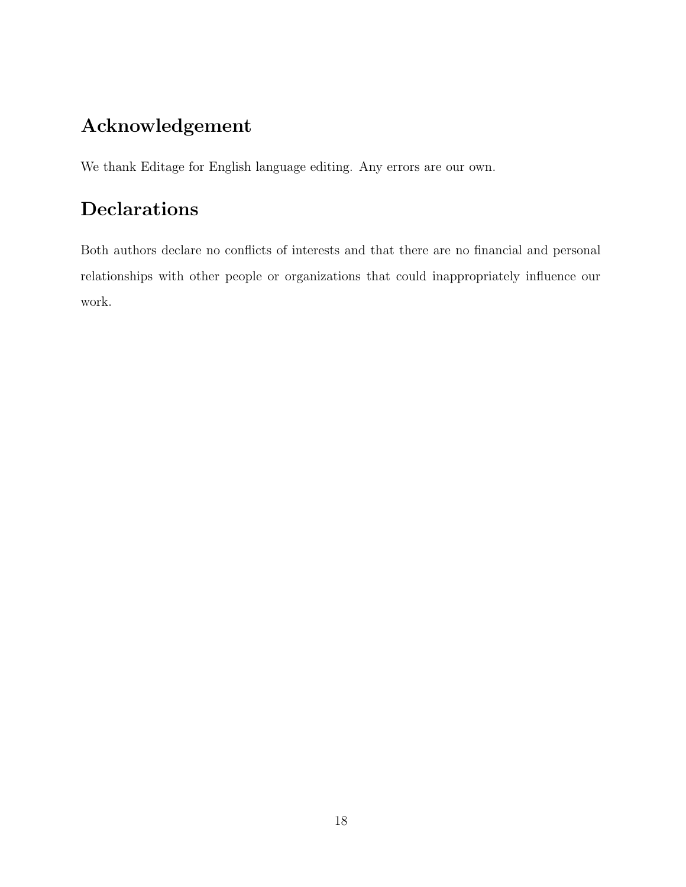## Acknowledgement

We thank Editage for English language editing. Any errors are our own.

## Declarations

Both authors declare no conflicts of interests and that there are no financial and personal relationships with other people or organizations that could inappropriately influence our work.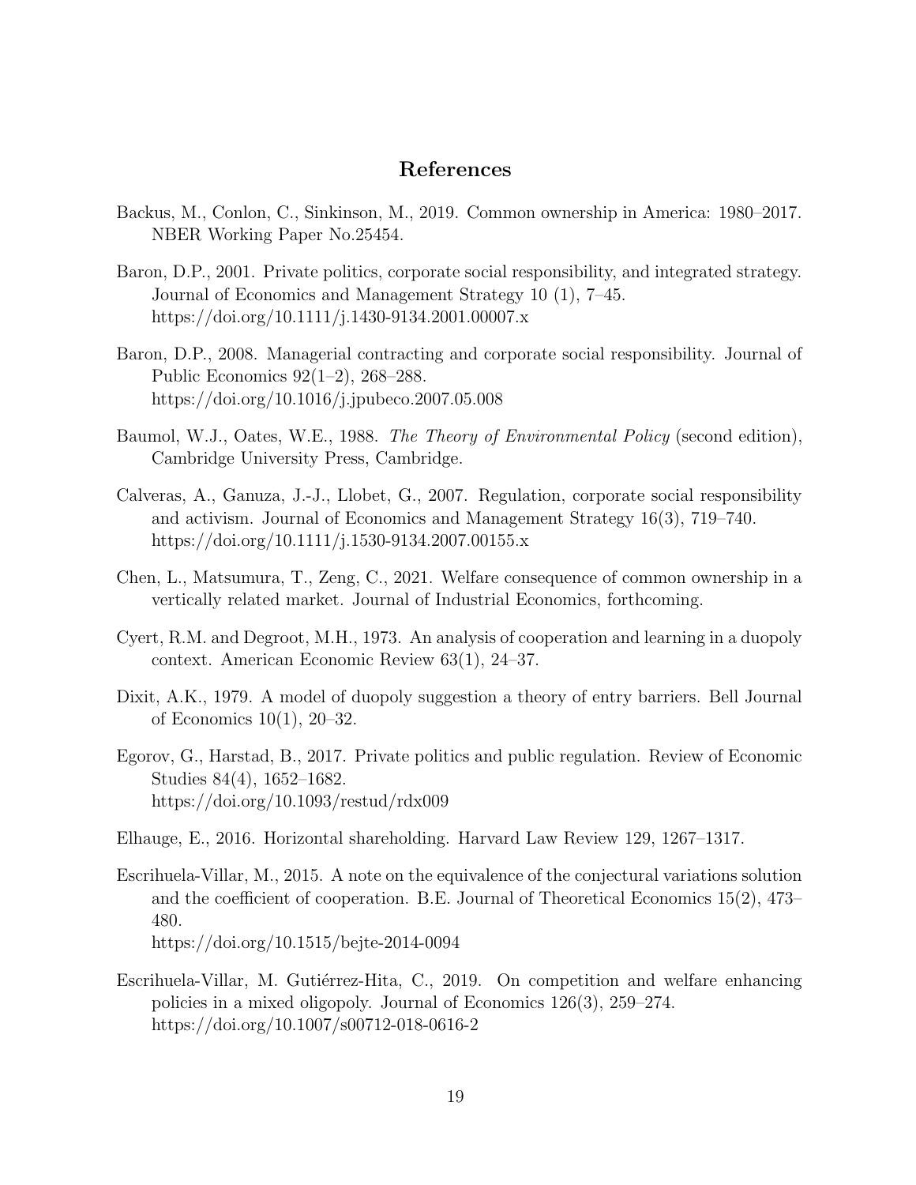## References

Backus, M., Conlon, C., Sinkinson, M., 2019. Common ownership in America: 1980–2017. NBER Working Paper No.25454.

Baron, D.P., 2001. Private politics, corporate social responsibility, and integrated strategy. Journal of Economics and Management Strategy 10 (1), 7–45. https://doi.org/10.1111/j.1430-9134.2001.00007.x

Baron, D.P., 2008. Managerial contracting and corporate social responsibility. Journal of Public Economics 92(1–2), 268–288. https://doi.org/10.1016/j.jpubeco.2007.05.008

Baumol, W.J., Oates, W.E., 1988. *The Theory of Environmental Policy* (second edition), Cambridge University Press, Cambridge.

Calveras, A., Ganuza, J.-J., Llobet, G., 2007. Regulation, corporate social responsibility and activism. Journal of Economics and Management Strategy 16(3), 719–740. https://doi.org/10.1111/j.1530-9134.2007.00155.x

Chen, L., Matsumura, T., Zeng, C., 2021. Welfare consequence of common ownership in a vertically related market. Journal of Industrial Economics, forthcoming.

Cyert, R.M. and Degroot, M.H., 1973. An analysis of cooperation and learning in a duopoly context. American Economic Review 63(1), 24–37.

Dixit, A.K., 1979. A model of duopoly suggestion a theory of entry barriers. Bell Journal of Economics 10(1), 20–32.

Egorov, G., Harstad, B., 2017. Private politics and public regulation. Review of Economic Studies 84(4), 1652–1682. https://doi.org/10.1093/restud/rdx009

Elhauge, E., 2016. Horizontal shareholding. Harvard Law Review 129, 1267–1317.

Escrihuela-Villar, M., 2015. A note on the equivalence of the conjectural variations solution and the coefficient of cooperation. B.E. Journal of Theoretical Economics 15(2), 473–480. https://doi.org/10.1515/bejte-2014-0094

Escrihuela-Villar, M. Gutiérrez-Hita, C., 2019. On competition and welfare enhancing policies in a mixed oligopoly. Journal of Economics 126(3), 259–274. https://doi.org/10.1007/s00712-018-0616-2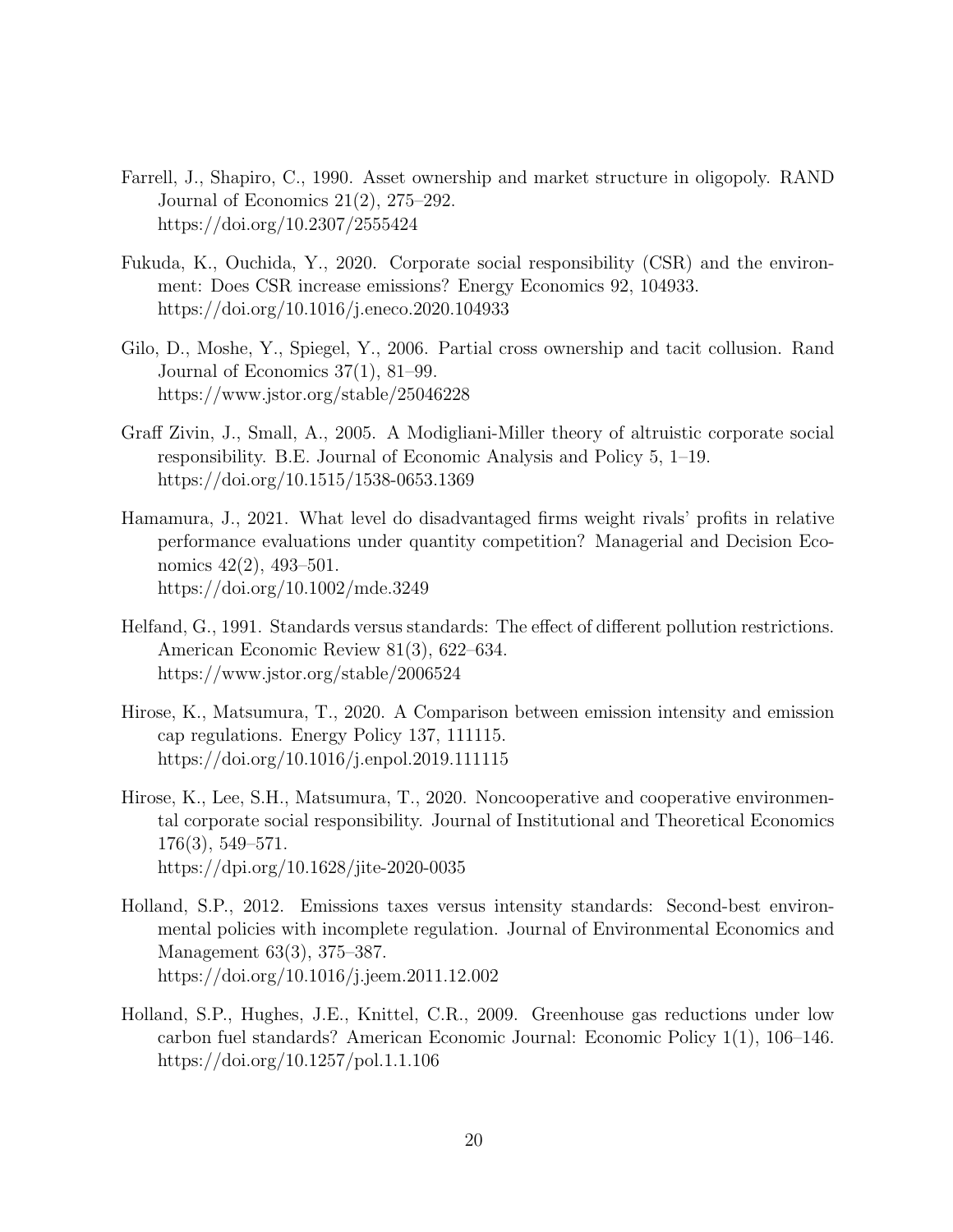Farrell, J., Shapiro, C., 1990. Asset ownership and market structure in oligopoly. RAND Journal of Economics 21(2), 275–292.
https://doi.org/10.2307/2555424

Fukuda, K., Ouchida, Y., 2020. Corporate social responsibility (CSR) and the environment: Does CSR increase emissions? Energy Economics 92, 104933.
https://doi.org/10.1016/j.eneco.2020.104933

Gilo, D., Moshe, Y., Spiegel, Y., 2006. Partial cross ownership and tacit collusion. Rand Journal of Economics 37(1), 81–99.
https://www.jstor.org/stable/25046228

Graff Zivin, J., Small, A., 2005. A Modigliani-Miller theory of altruistic corporate social responsibility. B.E. Journal of Economic Analysis and Policy 5, 1–19.
https://doi.org/10.1515/1538-0653.1369

Hamamura, J., 2021. What level do disadvantaged firms weight rivals' profits in relative performance evaluations under quantity competition? Managerial and Decision Economics 42(2), 493–501.
https://doi.org/10.1002/mde.3249

Helfand, G., 1991. Standards versus standards: The effect of different pollution restrictions. American Economic Review 81(3), 622–634.
https://www.jstor.org/stable/2006524

Hirose, K., Matsumura, T., 2020. A Comparison between emission intensity and emission cap regulations. Energy Policy 137, 111115.
https://doi.org/10.1016/j.enpol.2019.111115

Hirose, K., Lee, S.H., Matsumura, T., 2020. Noncooperative and cooperative environmental corporate social responsibility. Journal of Institutional and Theoretical Economics 176(3), 549–571.
https://dpi.org/10.1628/jite-2020-0035

Holland, S.P., 2012. Emissions taxes versus intensity standards: Second-best environmental policies with incomplete regulation. Journal of Environmental Economics and Management 63(3), 375–387.
https://doi.org/10.1016/j.jeem.2011.12.002

Holland, S.P., Hughes, J.E., Knittel, C.R., 2009. Greenhouse gas reductions under low carbon fuel standards? American Economic Journal: Economic Policy 1(1), 106–146.
https://doi.org/10.1257/pol.1.1.106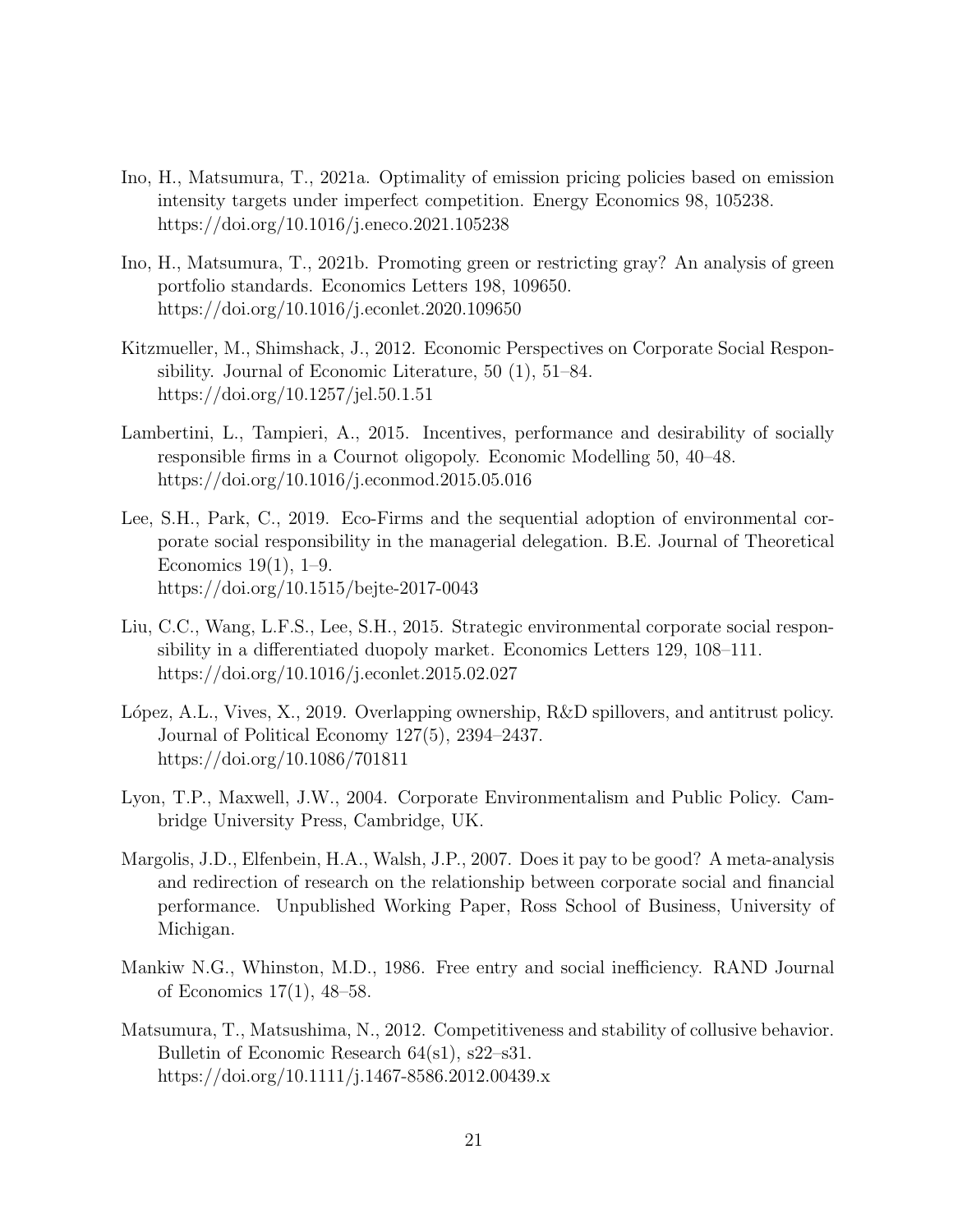Ino, H., Matsumura, T., 2021a. Optimality of emission pricing policies based on emission intensity targets under imperfect competition. Energy Economics 98, 105238. https://doi.org/10.1016/j.eneco.2021.105238

Ino, H., Matsumura, T., 2021b. Promoting green or restricting gray? An analysis of green portfolio standards. Economics Letters 198, 109650. https://doi.org/10.1016/j.econlet.2020.109650

Kitzmueller, M., Shimshack, J., 2012. Economic Perspectives on Corporate Social Responsibility. Journal of Economic Literature, 50 (1), 51–84. https://doi.org/10.1257/jel.50.1.51

Lambertini, L., Tampieri, A., 2015. Incentives, performance and desirability of socially responsible firms in a Cournot oligopoly. Economic Modelling 50, 40–48. https://doi.org/10.1016/j.econmod.2015.05.016

Lee, S.H., Park, C., 2019. Eco-Firms and the sequential adoption of environmental corporate social responsibility in the managerial delegation. B.E. Journal of Theoretical Economics 19(1), 1–9. https://doi.org/10.1515/bejte-2017-0043

Liu, C.C., Wang, L.F.S., Lee, S.H., 2015. Strategic environmental corporate social responsibility in a differentiated duopoly market. Economics Letters 129, 108–111. https://doi.org/10.1016/j.econlet.2015.02.027

López, A.L., Vives, X., 2019. Overlapping ownership, R&D spillovers, and antitrust policy. Journal of Political Economy 127(5), 2394–2437. https://doi.org/10.1086/701811

Lyon, T.P., Maxwell, J.W., 2004. Corporate Environmentalism and Public Policy. Cambridge University Press, Cambridge, UK.

Margolis, J.D., Elfenbein, H.A., Walsh, J.P., 2007. Does it pay to be good? A meta-analysis and redirection of research on the relationship between corporate social and financial performance. Unpublished Working Paper, Ross School of Business, University of Michigan.

Mankiw N.G., Whinston, M.D., 1986. Free entry and social inefficiency. RAND Journal of Economics 17(1), 48–58.

Matsumura, T., Matsushima, N., 2012. Competitiveness and stability of collusive behavior. Bulletin of Economic Research 64(s1), s22–s31. https://doi.org/10.1111/j.1467-8586.2012.00439.x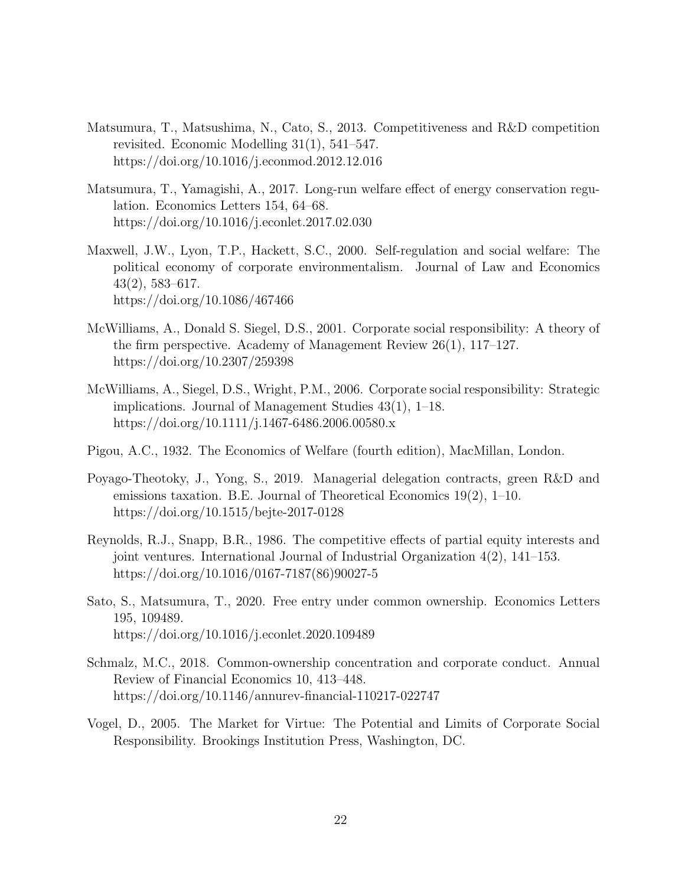Matsumura, T., Matsushima, N., Cato, S., 2013. Competitiveness and R&D competition revisited. Economic Modelling 31(1), 541–547.
https://doi.org/10.1016/j.econmod.2012.12.016

Matsumura, T., Yamagishi, A., 2017. Long-run welfare effect of energy conservation regulation. Economics Letters 154, 64–68.
https://doi.org/10.1016/j.econlet.2017.02.030

Maxwell, J.W., Lyon, T.P., Hackett, S.C., 2000. Self-regulation and social welfare: The political economy of corporate environmentalism. Journal of Law and Economics 43(2), 583–617.
https://doi.org/10.1086/467466

McWilliams, A., Donald S. Siegel, D.S., 2001. Corporate social responsibility: A theory of the firm perspective. Academy of Management Review 26(1), 117–127.
https://doi.org/10.2307/259398

McWilliams, A., Siegel, D.S., Wright, P.M., 2006. Corporate social responsibility: Strategic implications. Journal of Management Studies 43(1), 1–18.
https://doi.org/10.1111/j.1467-6486.2006.00580.x

Pigou, A.C., 1932. The Economics of Welfare (fourth edition), MacMillan, London.

Poyago-Theotoky, J., Yong, S., 2019. Managerial delegation contracts, green R&D and emissions taxation. B.E. Journal of Theoretical Economics 19(2), 1–10.
https://doi.org/10.1515/bejte-2017-0128

Reynolds, R.J., Snapp, B.R., 1986. The competitive effects of partial equity interests and joint ventures. International Journal of Industrial Organization 4(2), 141–153.
https://doi.org/10.1016/0167-7187(86)90027-5

Sato, S., Matsumura, T., 2020. Free entry under common ownership. Economics Letters 195, 109489.
https://doi.org/10.1016/j.econlet.2020.109489

Schmalz, M.C., 2018. Common-ownership concentration and corporate conduct. Annual Review of Financial Economics 10, 413–448.
https://doi.org/10.1146/annurev-financial-110217-022747

Vogel, D., 2005. The Market for Virtue: The Potential and Limits of Corporate Social Responsibility. Brookings Institution Press, Washington, DC.